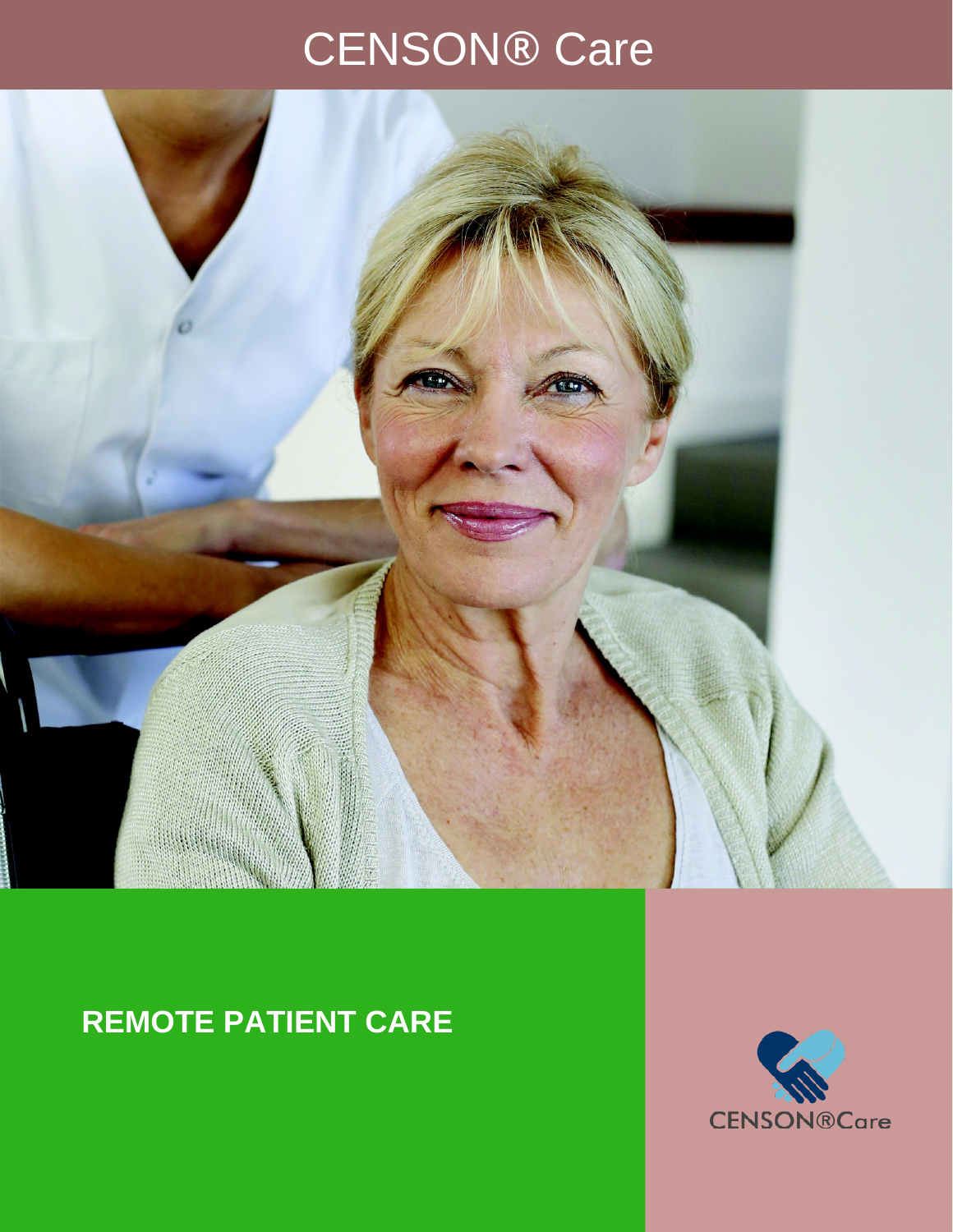# CENSON® Care

## REMOTE PATIENT CARE

CENSON®Care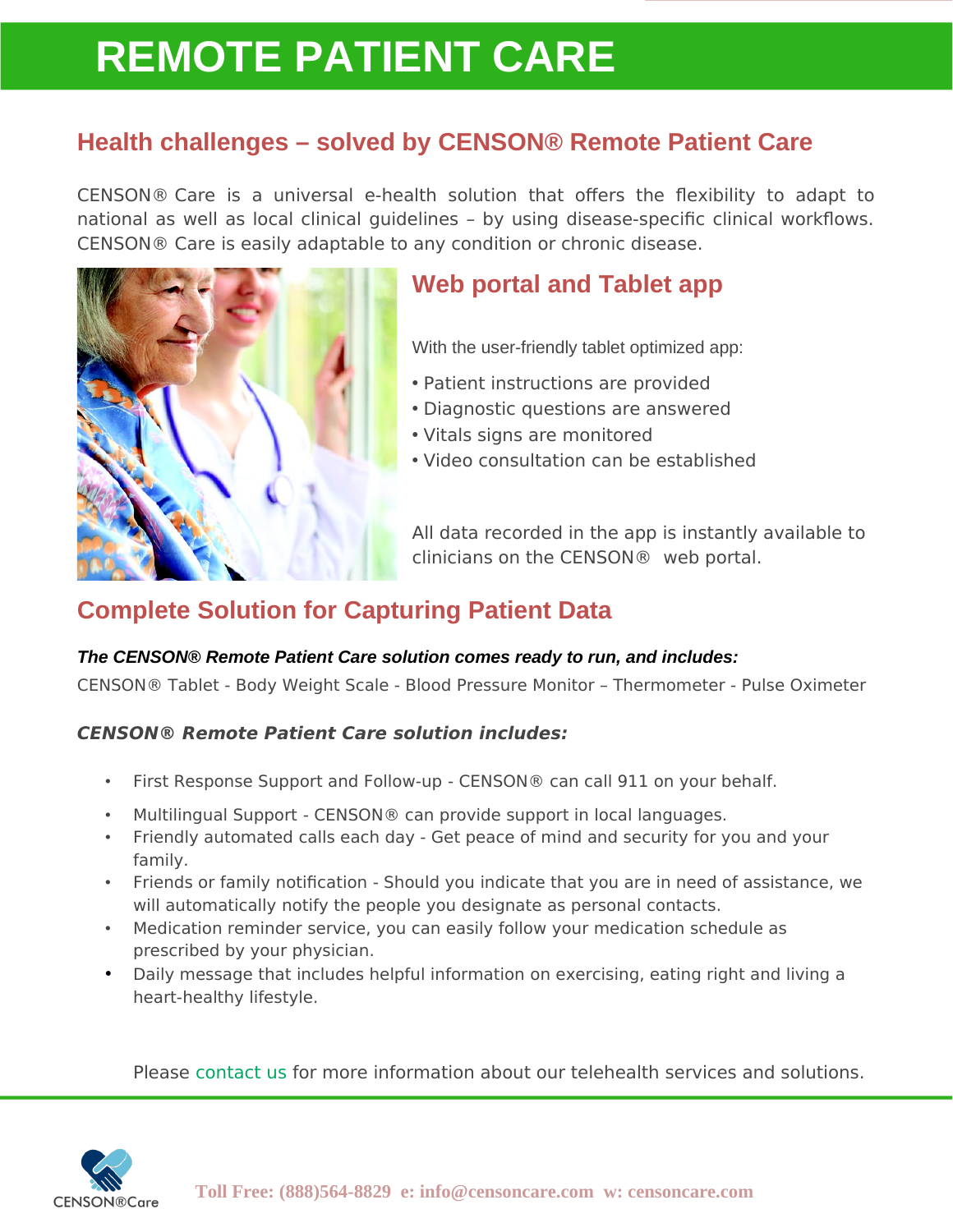# REMOTE PATIENT CARE

## Health challenges – solved by CENSON® Remote Patient Care

CENSON® Care is a universal e-health solution that offers the flexibility to adapt to national as well as local clinical guidelines – by using disease-specific clinical workflows. CENSON® Care is easily adaptable to any condition or chronic disease.

## Web portal and Tablet app

With the user-friendly tablet optimized app:

- Patient instructions are provided
- Diagnostic questions are answered
- Vitals signs are monitored
- Video consultation can be established

All data recorded in the app is instantly available to clinicians on the CENSON® web portal.

## Complete Solution for Capturing Patient Data

***The CENSON® Remote Patient Care solution comes ready to run, and includes:***

CENSON® Tablet - Body Weight Scale - Blood Pressure Monitor – Thermometer - Pulse Oximeter

***CENSON® Remote Patient Care solution includes:***

- First Response Support and Follow-up - CENSON® can call 911 on your behalf.
- Multilingual Support - CENSON® can provide support in local languages.
- Friendly automated calls each day - Get peace of mind and security for you and your family.
- Friends or family notification - Should you indicate that you are in need of assistance, we will automatically notify the people you designate as personal contacts.
- Medication reminder service, you can easily follow your medication schedule as prescribed by your physician.
- Daily message that includes helpful information on exercising, eating right and living a heart-healthy lifestyle.

Please contact us for more information about our telehealth services and solutions.

CENSON®Care

Toll Free: (888)564-8829 e: info@censoncare.com w: censoncare.com